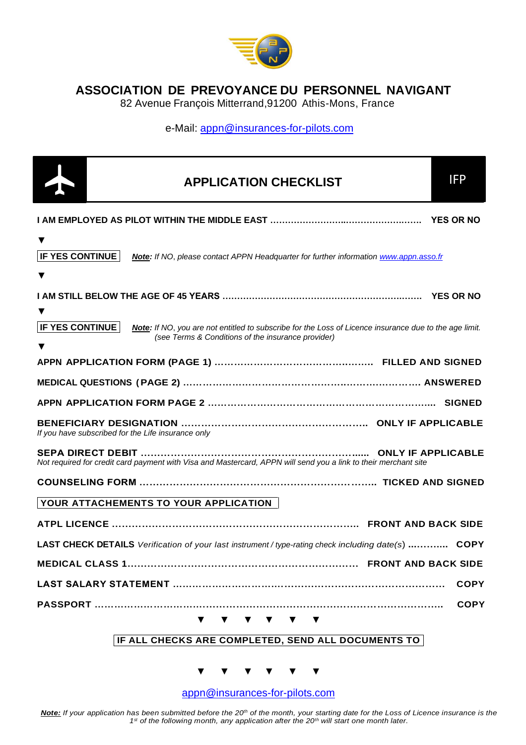# ASSOCIATION DE PREVOYANCE DU PERSONNEL NAVIGANT

82 Avenue François Mitterrand,91200 Athis-Mons, France

e-Mail: appn@insurances-for-pilots.com

## APPLICATION CHECKLIST

IFP

**I AM EMPLOYED AS PILOT WITHIN THE MIDDLE EAST ……………………..…………………..…… YES OR NO**

▼

**IF YES CONTINUE** ***Note:*** *If NO, please contact APPN Headquarter for further information www.appn.asso.fr*

▼

**I AM STILL BELOW THE AGE OF 45 YEARS …………………………………………………..…… YES OR NO**

▼

**IF YES CONTINUE** ***Note:*** *If NO, you are not entitled to subscribe for the Loss of Licence insurance due to the age limit. (see Terms & Conditions of the insurance provider)*

▼

**APPN APPLICATION FORM (PAGE 1) …………………………………………. FILLED AND SIGNED**

**MEDICAL QUESTIONS (PAGE 2) ……………………………………………………………… ANSWERED**

**APPN APPLICATION FORM PAGE 2 ……………………………………………………………... SIGNED**

**BENEFICIARY DESIGNATION ……………………………………………….. ONLY IF APPLICABLE**
*If you have subscribed for the Life insurance only*

**SEPA DIRECT DEBIT ……………………………………………………….... ONLY IF APPLICABLE**
*Not required for credit card payment with Visa and Mastercard, APPN will send you a link to their merchant site*

**COUNSELING FORM ………………………………………………………….. TICKED AND SIGNED**

**YOUR ATTACHEMENTS TO YOUR APPLICATION**

**ATPL LICENCE …………………………………………………………….. FRONT AND BACK SIDE**

**LAST CHECK DETAILS** *Verification of your last instrument / type-rating check including date(s)* **……….... COPY**

**MEDICAL CLASS 1……………………………………………………… FRONT AND BACK SIDE**

**LAST SALARY STATEMENT ………………………………………………………………… COPY**

**PASSPORT ……………………………………………………………………………………. COPY**

▼ ▼ ▼ ▼ ▼ ▼

**IF ALL CHECKS ARE COMPLETED, SEND ALL DOCUMENTS TO**

▼ ▼ ▼ ▼ ▼ ▼

appn@insurances-for-pilots.com

***Note:*** *If your application has been submitted before the 20th of the month, your starting date for the Loss of Licence insurance is the 1st of the following month, any application after the 20th will start one month later.*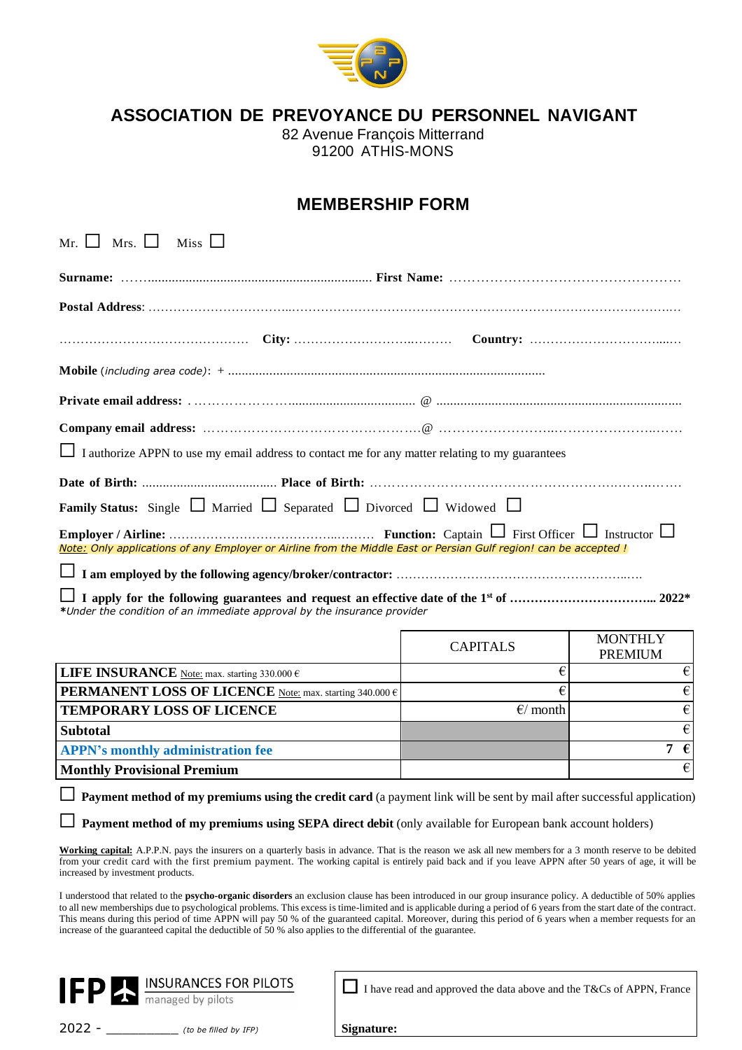# ASSOCIATION DE PREVOYANCE DU PERSONNEL NAVIGANT

82 Avenue François Mitterrand
91200 ATHIS-MONS

## MEMBERSHIP FORM

Mr. ☐ Mrs. ☐ Miss ☐

**Surname:** ……................................................................. **First Name:** ……………………………………………

**Postal Address**: ……………………………...………………………………………………………………………..…

……………………………………… **City:** ……………………….………. **Country:** …………………………....…

**Mobile** (*including area code*): + ..........................................................................................

**Private email address:** …………………….................................... @ .....................................................................

**Company email address:** ………………………………………….@ ……………………..…………………..……

☐ I authorize APPN to use my email address to contact me for any matter relating to my guarantees

**Date of Birth:** ...................................... **Place of Birth:** ………………………………………………….……..….

**Family Status:** Single ☐ Married ☐ Separated ☐ Divorced ☐ Widowed ☐

**Employer / Airline:** ……………………………………..……… **Function:** Captain ☐ First Officer ☐ Instructor ☐

*Note: Only applications of any Employer or Airline from the Middle East or Persian Gulf region! can be accepted !*

☐ **I am employed by the following agency/broker/contractor:** ………………………………………………..….

☐ **I apply for the following guarantees and request an effective date of the 1st of …………………………….. 2022***

**Under the condition of an immediate approval by the insurance provider*

| | CAPITALS | MONTHLY PREMIUM |
|---|---|---|
| **LIFE INSURANCE** Note: max. starting 330.000 € | € | € |
| **PERMANENT LOSS OF LICENCE** Note: max. starting 340.000 € | € | € |
| **TEMPORARY LOSS OF LICENCE** | €/ month | € |
| **Subtotal** | | € |
| **APPN's monthly administration fee** | | 7 € |
| **Monthly Provisional Premium** | | € |

☐ **Payment method of my premiums using the credit card** (a payment link will be sent by mail after successful application)

☐ **Payment method of my premiums using SEPA direct debit** (only available for European bank account holders)

**Working capital:** A.P.P.N. pays the insurers on a quarterly basis in advance. That is the reason we ask all new members for a 3 month reserve to be debited from your credit card with the first premium payment. The working capital is entirely paid back and if you leave APPN after 50 years of age, it will be increased by investment products.

I understood that related to the **psycho-organic disorders** an exclusion clause has been introduced in our group insurance policy. A deductible of 50% applies to all new memberships due to psychological problems. This excess is time-limited and is applicable during a period of 6 years from the start date of the contract. This means during this period of time APPN will pay 50 % of the guaranteed capital. Moreover, during this period of 6 years when a member requests for an increase of the guaranteed capital the deductible of 50 % also applies to the differential of the guarantee.

IFP INSURANCES FOR PILOTS managed by pilots

2022 - __________ *(to be filled by IFP)*

☐ I have read and approved the data above and the T&Cs of APPN, France

**Signature:**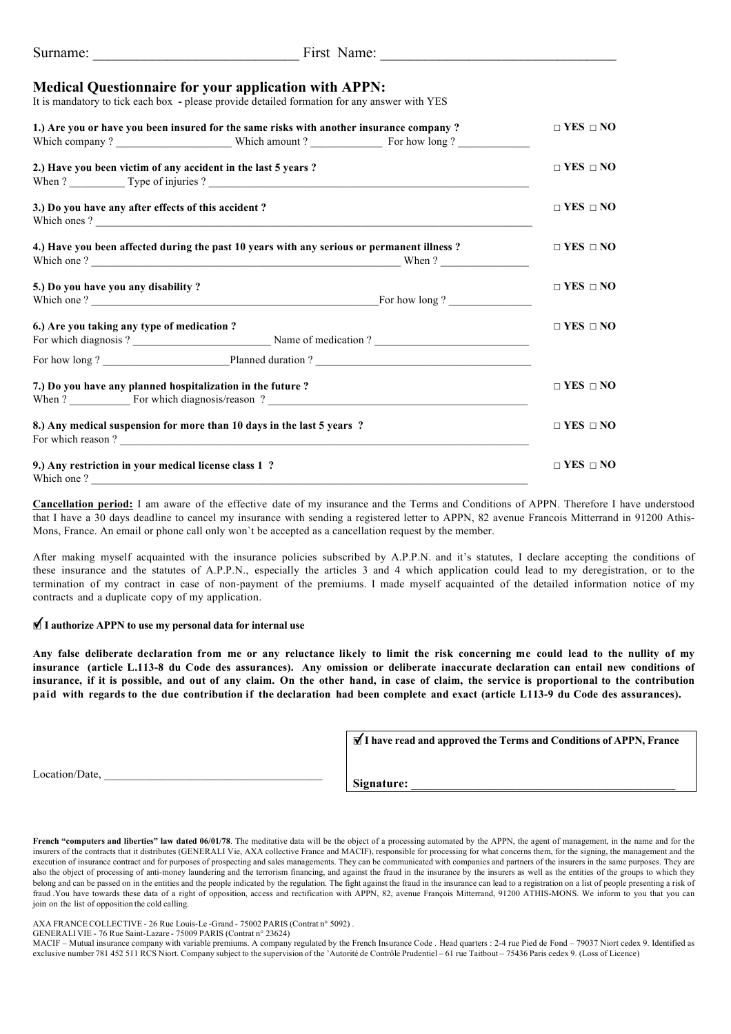Surname: ____________________________ First Name: ________________________________

## Medical Questionnaire for your application with APPN:

It is mandatory to tick each box **-** please provide detailed formation for any answer with YES

**1.) Are you or have you been insured for the same risks with another insurance company ?** □ YES □ NO
Which company ? ____________________ Which amount ? ____________ For how long ? ____________

**2.) Have you been victim of any accident in the last 5 years ?** □ YES □ NO
When ? _________ Type of injuries ? ________________________________________________________

**3.) Do you have any after effects of this accident ?** □ YES □ NO
Which ones ? ________________________________________________________________________

**4.) Have you been affected during the past 10 years with any serious or permanent illness ?** □ YES □ NO
Which one ? ____________________________________________________ When ? _______________

**5.) Do you have you any disability ?** □ YES □ NO
Which one ? _______________________________________________For how long ? ______________

**6.) Are you taking any type of medication ?** □ YES □ NO
For which diagnosis ? ________________________ Name of medication ? __________________________

For how long ? ______________________Planned duration ? _____________________________________

**7.) Do you have any planned hospitalization in the future ?** □ YES □ NO
When ? __________ For which diagnosis/reason ? ______________________________________________

**8.) Any medical suspension for more than 10 days in the last 5 years ?** □ YES □ NO
For which reason ? ____________________________________________________________________

**9.) Any restriction in your medical license class 1 ?** □ YES □ NO
Which one ? __________________________________________________________________________

**Cancellation period:** I am aware of the effective date of my insurance and the Terms and Conditions of APPN. Therefore I have understood that I have a 30 days deadline to cancel my insurance with sending a registered letter to APPN, 82 avenue Francois Mitterrand in 91200 Athis-Mons, France. An email or phone call only won`t be accepted as a cancellation request by the member.

After making myself acquainted with the insurance policies subscribed by A.P.P.N. and it's statutes, I declare accepting the conditions of these insurance and the statutes of A.P.P.N., especially the articles 3 and 4 which application could lead to my deregistration, or to the termination of my contract in case of non-payment of the premiums. I made myself acquainted of the detailed information notice of my contracts and a duplicate copy of my application.

☑ **I authorize APPN to use my personal data for internal use**

**Any false deliberate declaration from me or any reluctance likely to limit the risk concerning me could lead to the nullity of my insurance (article L.113-8 du Code des assurances). Any omission or deliberate inaccurate declaration can entail new conditions of insurance, if it is possible, and out of any claim. On the other hand, in case of claim, the service is proportional to the contribution paid with regards to the due contribution if the declaration had been complete and exact (article L113-9 du Code des assurances).**

☑ **I have read and approved the Terms and Conditions of APPN, France**

Location/Date, ______________________________________

**Signature:** ____________________________________________

**French "computers and liberties" law dated 06/01/78**. The meditative data will be the object of a processing automated by the APPN, the agent of management, in the name and for the insurers of the contracts that it distributes (GENERALI Vie, AXA collective France and MACIF), responsible for processing for what concerns them, for the signing, the management and the execution of insurance contract and for purposes of prospecting and sales managements. They can be communicated with companies and partners of the insurers in the same purposes. They are also the object of processing of anti-money laundering and the terrorism financing, and against the fraud in the insurance by the insurers as well as the entities of the groups to which they belong and can be passed on in the entities and the people indicated by the regulation. The fight against the fraud in the insurance can lead to a registration on a list of people presenting a risk of fraud .You have towards these data of a right of opposition, access and rectification with APPN, 82, avenue François Mitterrand, 91200 ATHIS-MONS. We inform to you that you can join on the list of opposition the cold calling.

AXA FRANCE COLLECTIVE - 26 Rue Louis-Le -Grand - 75002 PARIS (Contrat n° 5092) .
GENERALI VIE - 76 Rue Saint-Lazare - 75009 PARIS (Contrat n° 23624)
MACIF – Mutual insurance company with variable premiums. A company regulated by the French Insurance Code . Head quarters : 2-4 rue Pied de Fond – 79037 Niort cedex 9. Identified as exclusive number 781 452 511 RCS Niort. Company subject to the supervision of the 'Autorité de Contrôle Prudentiel – 61 rue Taitbout – 75436 Paris cedex 9. (Loss of Licence)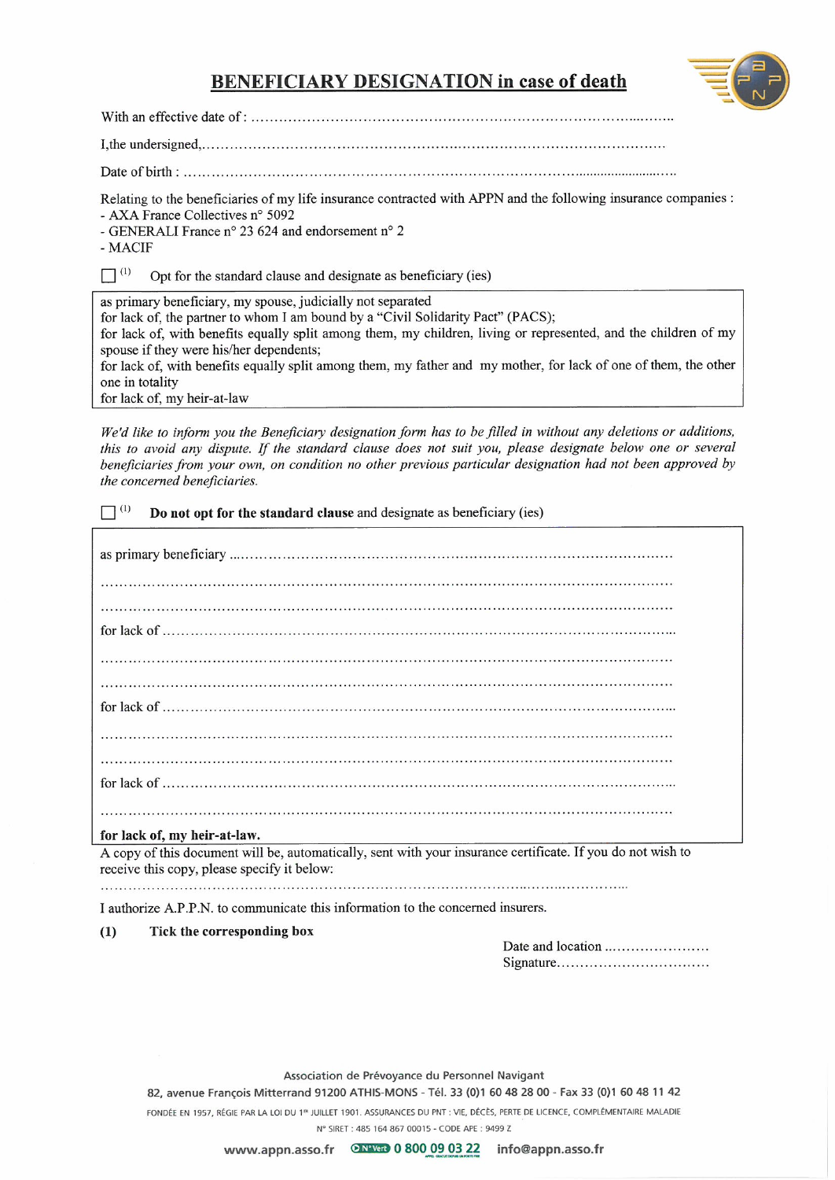# BENEFICIARY DESIGNATION in case of death

With an effective date of : ……………………………………………………………………………………

I,the undersigned,……………………………………………………………………………………………

Date of birth : …………………………………………………………………………………………………

Relating to the beneficiaries of my life insurance contracted with APPN and the following insurance companies :

- AXA France Collectives n° 5092
- GENERALI France n° 23 624 and endorsement n° 2
- MACIF

☐ (1) Opt for the standard clause and designate as beneficiary (ies)

| as primary beneficiary, my spouse, judicially not separated<br>for lack of, the partner to whom I am bound by a "Civil Solidarity Pact" (PACS);<br>for lack of, with benefits equally split among them, my children, living or represented, and the children of my spouse if they were his/her dependents;<br>for lack of, with benefits equally split among them, my father and my mother, for lack of one of them, the other one in totality<br>for lack of, my heir-at-law |
|---|

*We'd like to inform you the Beneficiary designation form has to be filled in without any deletions or additions, this to avoid any dispute. If the standard clause does not suit you, please designate below one or several beneficiaries from your own, on condition no other previous particular designation had not been approved by the concerned beneficiaries.*

☐ (1) **Do not opt for the standard clause** and designate as beneficiary (ies)

as primary beneficiary ……………………………………………………………………………………

……………………………………………………………………………………………………………

……………………………………………………………………………………………………………

for lack of ……………………………………………………………………………………………

……………………………………………………………………………………………………………

……………………………………………………………………………………………………………

for lack of ……………………………………………………………………………………………

……………………………………………………………………………………………………………

……………………………………………………………………………………………………………

for lack of ……………………………………………………………………………………………

……………………………………………………………………………………………………………

**for lack of, my heir-at-law.**

A copy of this document will be, automatically, sent with your insurance certificate. If you do not wish to receive this copy, please specify it below:

……………………………………………………………………………………………………………

I authorize A.P.P.N. to communicate this information to the concerned insurers.

**(1) Tick the corresponding box**

Date and location ……………………

Signature……………………………

Association de Prévoyance du Personnel Navigant

82, avenue François Mitterrand 91200 ATHIS-MONS - Tél. 33 (0)1 60 48 28 00 - Fax 33 (0)1 60 48 11 42

FONDÉE EN 1957, RÉGIE PAR LA LOI DU 1er JUILLET 1901. ASSURANCES DU PNT : VIE, DÉCÈS, PERTE DE LICENCE, COMPLÉMENTAIRE MALADIE

N° SIRET : 485 164 867 00015 - CODE APE : 9499 Z

www.appn.asso.fr N°Vert 0 800 09 03 22 info@appn.asso.fr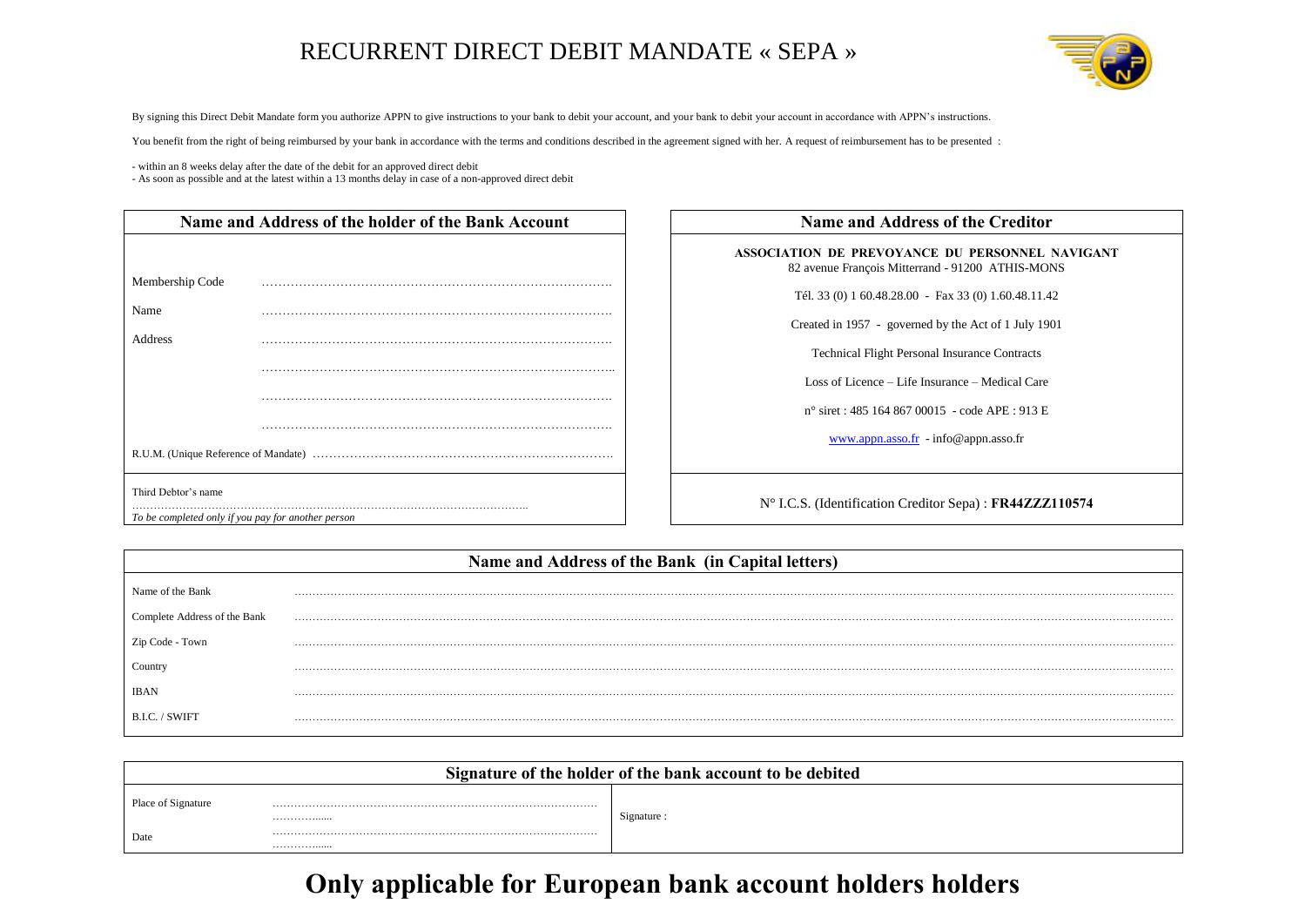# RECURRENT DIRECT DEBIT MANDATE « SEPA »

By signing this Direct Debit Mandate form you authorize APPN to give instructions to your bank to debit your account, and your bank to debit your account in accordance with APPN's instructions.

You benefit from the right of being reimbursed by your bank in accordance with the terms and conditions described in the agreement signed with her. A request of reimbursement has to be presented :

- within an 8 weeks delay after the date of the debit for an approved direct debit
- As soon as possible and at the latest within a 13 months delay in case of a non-approved direct debit

## Name and Address of the holder of the Bank Account

Membership Code …………………………………………………………………………

Name …………………………………………………………………………

Address …………………………………………………………………………

…………………………………………………………………………

…………………………………………………………………………

…………………………………………………………………………

R.U.M. (Unique Reference of Mandate) ………………………………………………………………

Third Debtor's name

…………………………………………………………………………………………

*To be completed only if you pay for another person*

## Name and Address of the Creditor

**ASSOCIATION DE PREVOYANCE DU PERSONNEL NAVIGANT**
82 avenue François Mitterrand - 91200 ATHIS-MONS

Tél. 33 (0) 1 60.48.28.00 - Fax 33 (0) 1.60.48.11.42

Created in 1957 - governed by the Act of 1 July 1901

Technical Flight Personal Insurance Contracts

Loss of Licence – Life Insurance – Medical Care

n° siret : 485 164 867 00015 - code APE : 913 E

www.appn.asso.fr - info@appn.asso.fr

N° I.C.S. (Identification Creditor Sepa) : **FR44ZZZ110574**

## Name and Address of the Bank (in Capital letters)

Name of the Bank …………………………………………………………………………

Complete Address of the Bank …………………………………………………………………………

Zip Code - Town …………………………………………………………………………

Country …………………………………………………………………………

IBAN …………………………………………………………………………

B.I.C. / SWIFT …………………………………………………………………………

## Signature of the holder of the bank account to be debited

Place of Signature ……………………………………………………………………………………..

Date ……………………………………………………………………………………..

Signature :

# Only applicable for European bank account holders holders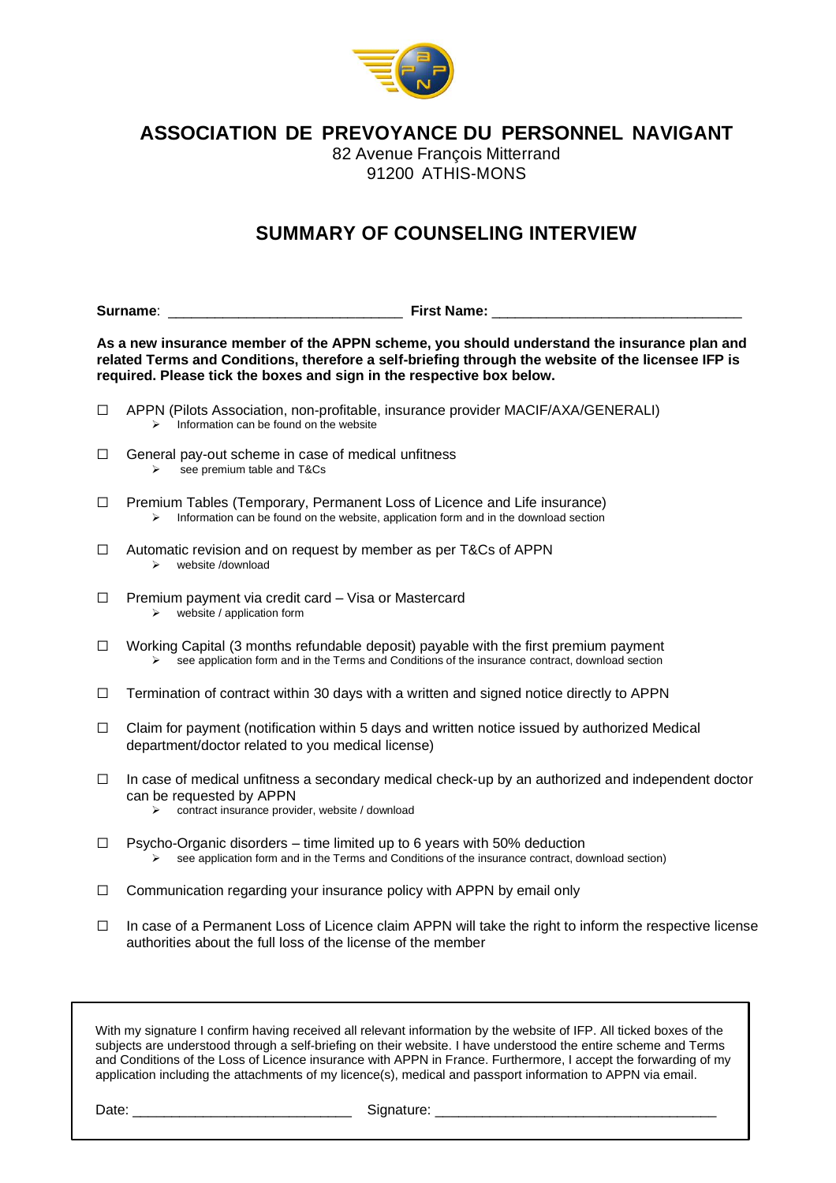# ASSOCIATION DE PREVOYANCE DU PERSONNEL NAVIGANT

82 Avenue François Mitterrand
91200 ATHIS-MONS

## SUMMARY OF COUNSELING INTERVIEW

**Surname**: _____________________________ **First Name:** _______________________________

**As a new insurance member of the APPN scheme, you should understand the insurance plan and related Terms and Conditions, therefore a self-briefing through the website of the licensee IFP is required. Please tick the boxes and sign in the respective box below.**

☐ APPN (Pilots Association, non-profitable, insurance provider MACIF/AXA/GENERALI)
- Information can be found on the website

☐ General pay-out scheme in case of medical unfitness
- see premium table and T&Cs

☐ Premium Tables (Temporary, Permanent Loss of Licence and Life insurance)
- Information can be found on the website, application form and in the download section

☐ Automatic revision and on request by member as per T&Cs of APPN
- website /download

☐ Premium payment via credit card – Visa or Mastercard
- website / application form

☐ Working Capital (3 months refundable deposit) payable with the first premium payment
- see application form and in the Terms and Conditions of the insurance contract, download section

☐ Termination of contract within 30 days with a written and signed notice directly to APPN

☐ Claim for payment (notification within 5 days and written notice issued by authorized Medical department/doctor related to you medical license)

☐ In case of medical unfitness a secondary medical check-up by an authorized and independent doctor can be requested by APPN
- contract insurance provider, website / download

☐ Psycho-Organic disorders – time limited up to 6 years with 50% deduction
- see application form and in the Terms and Conditions of the insurance contract, download section)

☐ Communication regarding your insurance policy with APPN by email only

☐ In case of a Permanent Loss of Licence claim APPN will take the right to inform the respective license authorities about the full loss of the license of the member

With my signature I confirm having received all relevant information by the website of IFP. All ticked boxes of the subjects are understood through a self-briefing on their website. I have understood the entire scheme and Terms and Conditions of the Loss of Licence insurance with APPN in France. Furthermore, I accept the forwarding of my application including the attachments of my licence(s), medical and passport information to APPN via email.

Date: ____________________________ Signature: ____________________________________